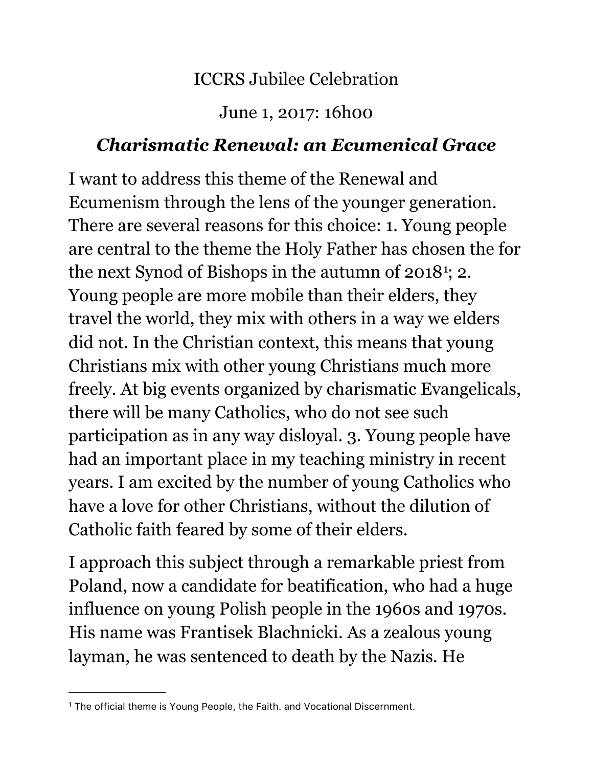ICCRS Jubilee Celebration

June 1, 2017: 16h00

## *Charismatic Renewal: an Ecumenical Grace*

I want to address this theme of the Renewal and Ecumenism through the lens of the younger generation. There are several reasons for this choice: 1. Young people are central to the theme the Holy Father has chosen the for the next Synod of Bishops in the autumn of 2018[1]; 2. Young people are more mobile than their elders, they travel the world, they mix with others in a way we elders did not. In the Christian context, this means that young Christians mix with other young Christians much more freely. At big events organized by charismatic Evangelicals, there will be many Catholics, who do not see such participation as in any way disloyal. 3. Young people have had an important place in my teaching ministry in recent years. I am excited by the number of young Catholics who have a love for other Christians, without the dilution of Catholic faith feared by some of their elders.

I approach this subject through a remarkable priest from Poland, now a candidate for beatification, who had a huge influence on young Polish people in the 1960s and 1970s. His name was Frantisek Blachnicki. As a zealous young layman, he was sentenced to death by the Nazis. He

[1] The official theme is Young People, the Faith. and Vocational Discernment.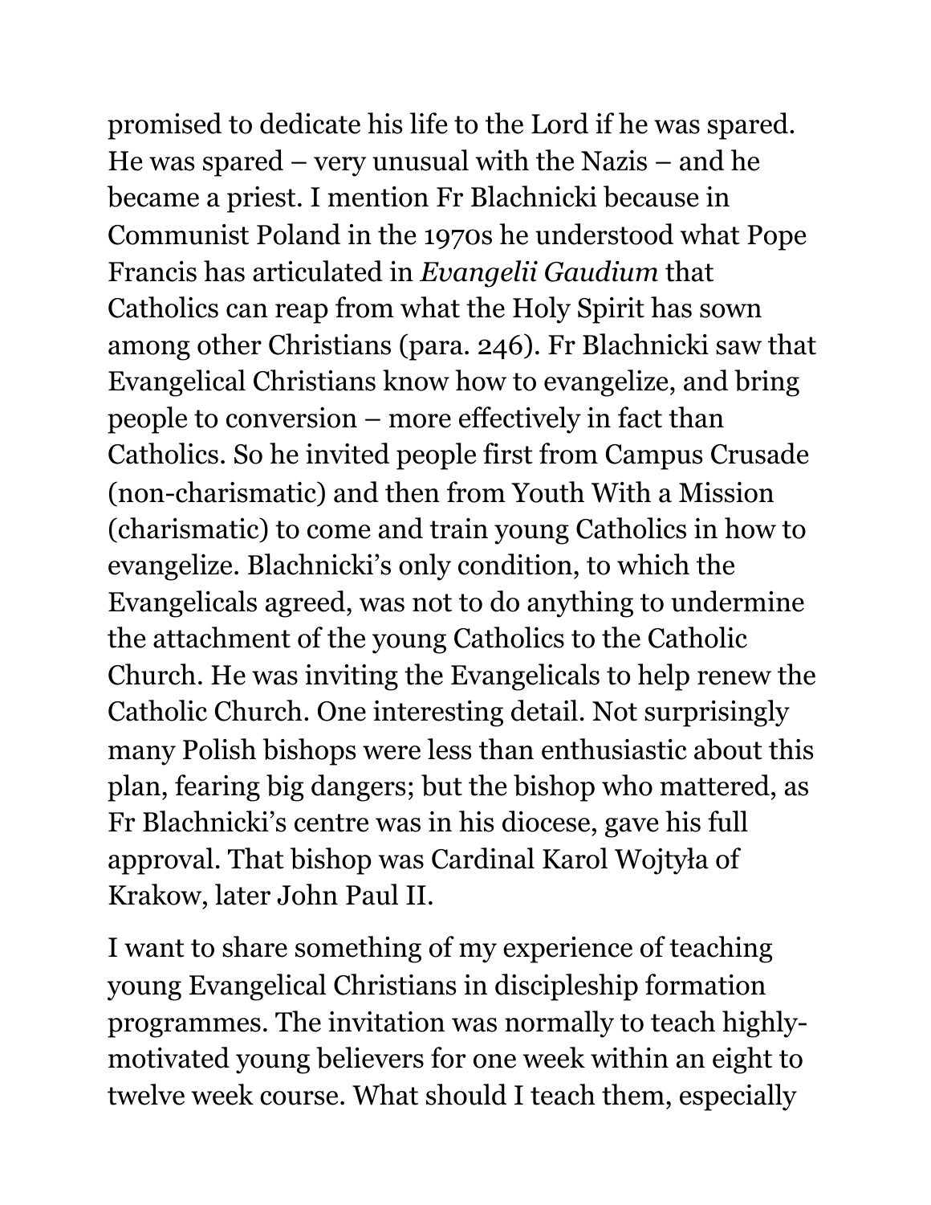promised to dedicate his life to the Lord if he was spared. He was spared – very unusual with the Nazis – and he became a priest. I mention Fr Blachnicki because in Communist Poland in the 1970s he understood what Pope Francis has articulated in *Evangelii Gaudium* that Catholics can reap from what the Holy Spirit has sown among other Christians (para. 246). Fr Blachnicki saw that Evangelical Christians know how to evangelize, and bring people to conversion – more effectively in fact than Catholics. So he invited people first from Campus Crusade (non-charismatic) and then from Youth With a Mission (charismatic) to come and train young Catholics in how to evangelize. Blachnicki's only condition, to which the Evangelicals agreed, was not to do anything to undermine the attachment of the young Catholics to the Catholic Church. He was inviting the Evangelicals to help renew the Catholic Church. One interesting detail. Not surprisingly many Polish bishops were less than enthusiastic about this plan, fearing big dangers; but the bishop who mattered, as Fr Blachnicki's centre was in his diocese, gave his full approval. That bishop was Cardinal Karol Wojtyła of Krakow, later John Paul II.

I want to share something of my experience of teaching young Evangelical Christians in discipleship formation programmes. The invitation was normally to teach highly-motivated young believers for one week within an eight to twelve week course. What should I teach them, especially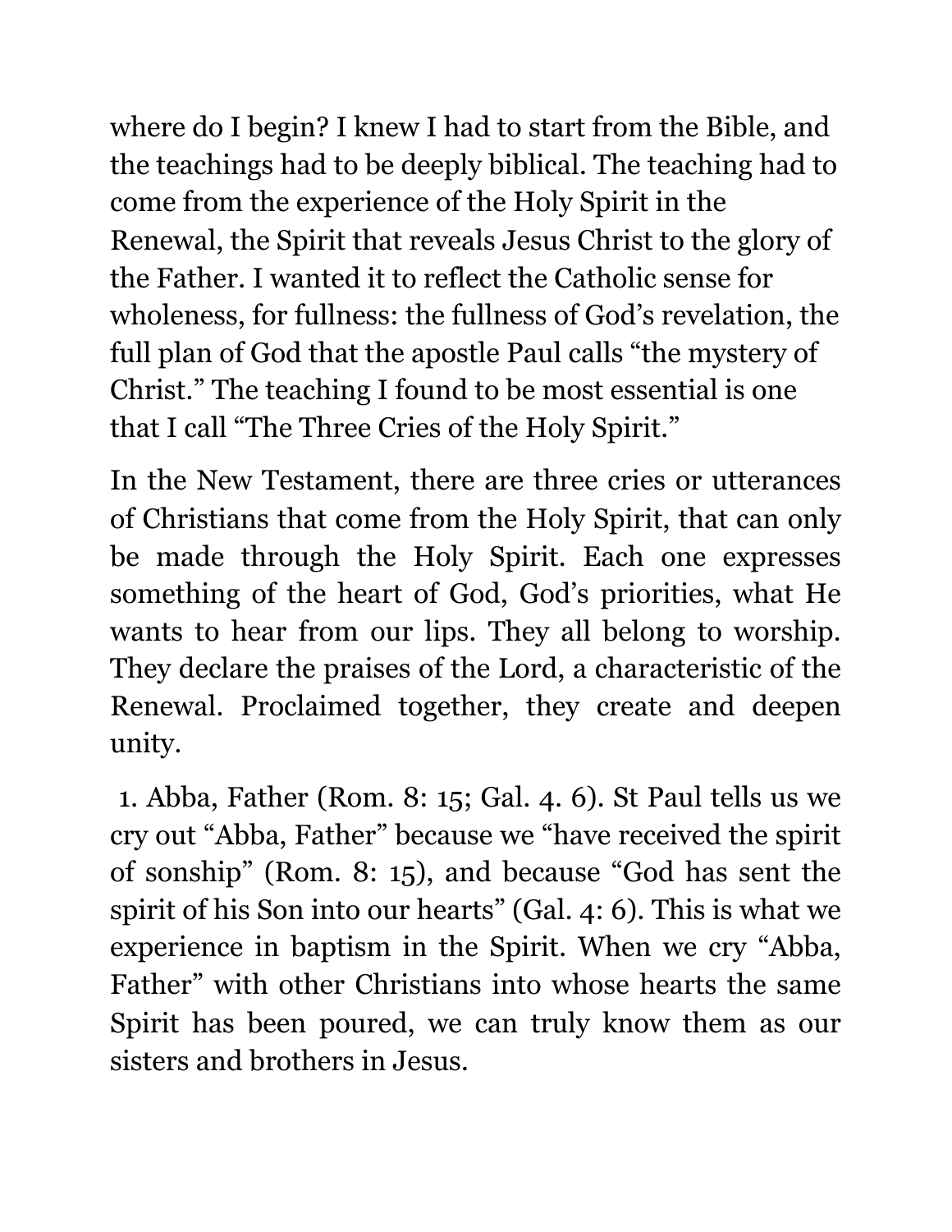where do I begin? I knew I had to start from the Bible, and the teachings had to be deeply biblical. The teaching had to come from the experience of the Holy Spirit in the Renewal, the Spirit that reveals Jesus Christ to the glory of the Father. I wanted it to reflect the Catholic sense for wholeness, for fullness: the fullness of God's revelation, the full plan of God that the apostle Paul calls "the mystery of Christ." The teaching I found to be most essential is one that I call "The Three Cries of the Holy Spirit."

In the New Testament, there are three cries or utterances of Christians that come from the Holy Spirit, that can only be made through the Holy Spirit. Each one expresses something of the heart of God, God's priorities, what He wants to hear from our lips. They all belong to worship. They declare the praises of the Lord, a characteristic of the Renewal. Proclaimed together, they create and deepen unity.

1. Abba, Father (Rom. 8: 15; Gal. 4. 6). St Paul tells us we cry out "Abba, Father" because we "have received the spirit of sonship" (Rom. 8: 15), and because "God has sent the spirit of his Son into our hearts" (Gal. 4: 6). This is what we experience in baptism in the Spirit. When we cry "Abba, Father" with other Christians into whose hearts the same Spirit has been poured, we can truly know them as our sisters and brothers in Jesus.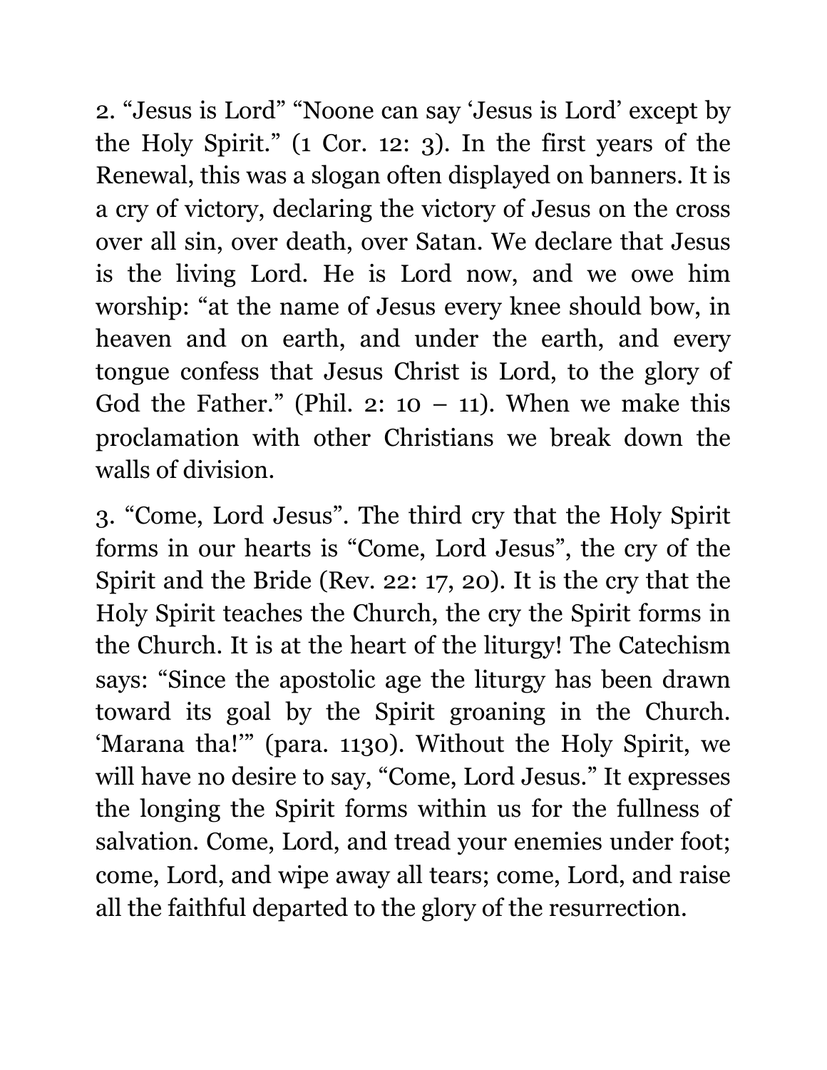2. “Jesus is Lord” “Noone can say ‘Jesus is Lord’ except by the Holy Spirit.” (1 Cor. 12: 3). In the first years of the Renewal, this was a slogan often displayed on banners. It is a cry of victory, declaring the victory of Jesus on the cross over all sin, over death, over Satan. We declare that Jesus is the living Lord. He is Lord now, and we owe him worship: “at the name of Jesus every knee should bow, in heaven and on earth, and under the earth, and every tongue confess that Jesus Christ is Lord, to the glory of God the Father.” (Phil. 2: 10 – 11). When we make this proclamation with other Christians we break down the walls of division.

3. “Come, Lord Jesus”. The third cry that the Holy Spirit forms in our hearts is “Come, Lord Jesus”, the cry of the Spirit and the Bride (Rev. 22: 17, 20). It is the cry that the Holy Spirit teaches the Church, the cry the Spirit forms in the Church. It is at the heart of the liturgy! The Catechism says: “Since the apostolic age the liturgy has been drawn toward its goal by the Spirit groaning in the Church. ‘Marana tha!’” (para. 1130). Without the Holy Spirit, we will have no desire to say, “Come, Lord Jesus.” It expresses the longing the Spirit forms within us for the fullness of salvation. Come, Lord, and tread your enemies under foot; come, Lord, and wipe away all tears; come, Lord, and raise all the faithful departed to the glory of the resurrection.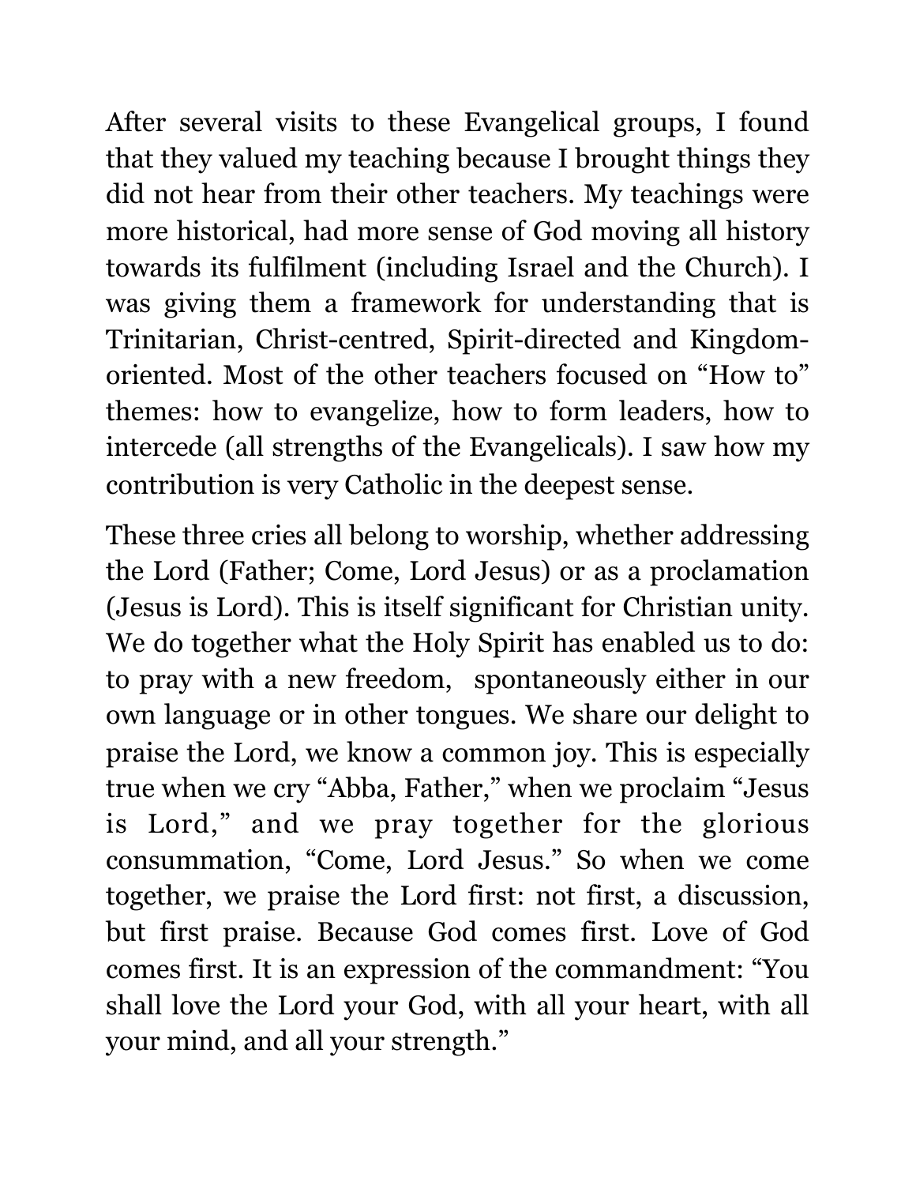After several visits to these Evangelical groups, I found that they valued my teaching because I brought things they did not hear from their other teachers. My teachings were more historical, had more sense of God moving all history towards its fulfilment (including Israel and the Church). I was giving them a framework for understanding that is Trinitarian, Christ-centred, Spirit-directed and Kingdom-oriented. Most of the other teachers focused on "How to" themes: how to evangelize, how to form leaders, how to intercede (all strengths of the Evangelicals). I saw how my contribution is very Catholic in the deepest sense.

These three cries all belong to worship, whether addressing the Lord (Father; Come, Lord Jesus) or as a proclamation (Jesus is Lord). This is itself significant for Christian unity. We do together what the Holy Spirit has enabled us to do: to pray with a new freedom, spontaneously either in our own language or in other tongues. We share our delight to praise the Lord, we know a common joy. This is especially true when we cry "Abba, Father," when we proclaim "Jesus is Lord," and we pray together for the glorious consummation, "Come, Lord Jesus." So when we come together, we praise the Lord first: not first, a discussion, but first praise. Because God comes first. Love of God comes first. It is an expression of the commandment: "You shall love the Lord your God, with all your heart, with all your mind, and all your strength."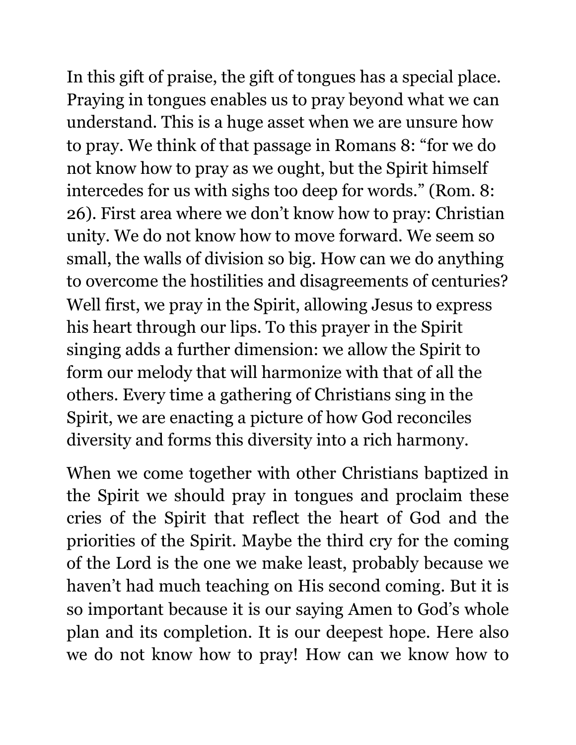In this gift of praise, the gift of tongues has a special place. Praying in tongues enables us to pray beyond what we can understand. This is a huge asset when we are unsure how to pray. We think of that passage in Romans 8: "for we do not know how to pray as we ought, but the Spirit himself intercedes for us with sighs too deep for words." (Rom. 8: 26). First area where we don't know how to pray: Christian unity. We do not know how to move forward. We seem so small, the walls of division so big. How can we do anything to overcome the hostilities and disagreements of centuries? Well first, we pray in the Spirit, allowing Jesus to express his heart through our lips. To this prayer in the Spirit singing adds a further dimension: we allow the Spirit to form our melody that will harmonize with that of all the others. Every time a gathering of Christians sing in the Spirit, we are enacting a picture of how God reconciles diversity and forms this diversity into a rich harmony.

When we come together with other Christians baptized in the Spirit we should pray in tongues and proclaim these cries of the Spirit that reflect the heart of God and the priorities of the Spirit. Maybe the third cry for the coming of the Lord is the one we make least, probably because we haven't had much teaching on His second coming. But it is so important because it is our saying Amen to God's whole plan and its completion. It is our deepest hope. Here also we do not know how to pray! How can we know how to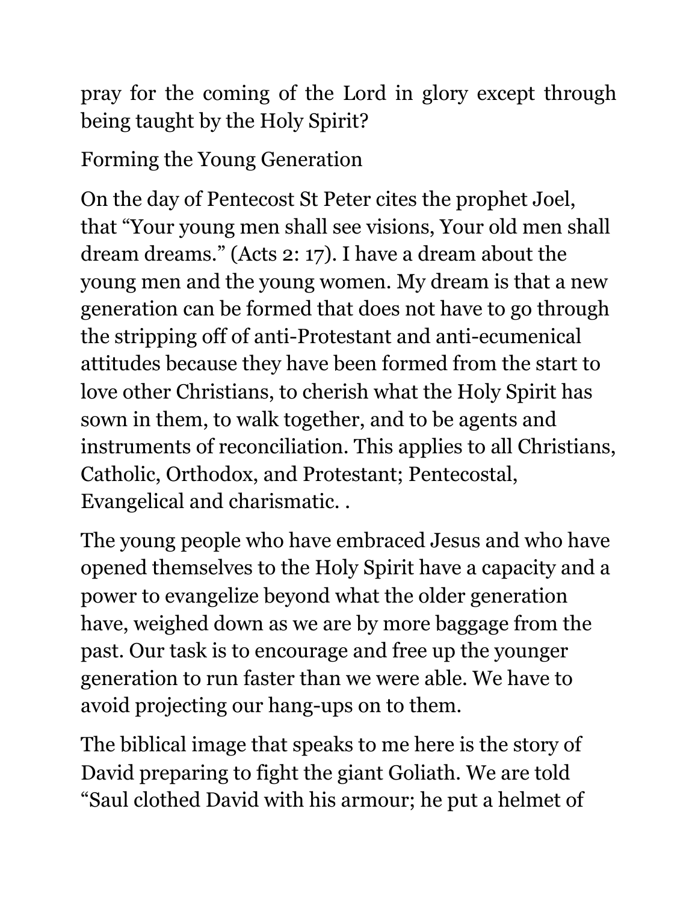pray for the coming of the Lord in glory except through being taught by the Holy Spirit?

## Forming the Young Generation

On the day of Pentecost St Peter cites the prophet Joel, that "Your young men shall see visions, Your old men shall dream dreams." (Acts 2: 17). I have a dream about the young men and the young women. My dream is that a new generation can be formed that does not have to go through the stripping off of anti-Protestant and anti-ecumenical attitudes because they have been formed from the start to love other Christians, to cherish what the Holy Spirit has sown in them, to walk together, and to be agents and instruments of reconciliation. This applies to all Christians, Catholic, Orthodox, and Protestant; Pentecostal, Evangelical and charismatic. .

The young people who have embraced Jesus and who have opened themselves to the Holy Spirit have a capacity and a power to evangelize beyond what the older generation have, weighed down as we are by more baggage from the past. Our task is to encourage and free up the younger generation to run faster than we were able. We have to avoid projecting our hang-ups on to them.

The biblical image that speaks to me here is the story of David preparing to fight the giant Goliath. We are told "Saul clothed David with his armour; he put a helmet of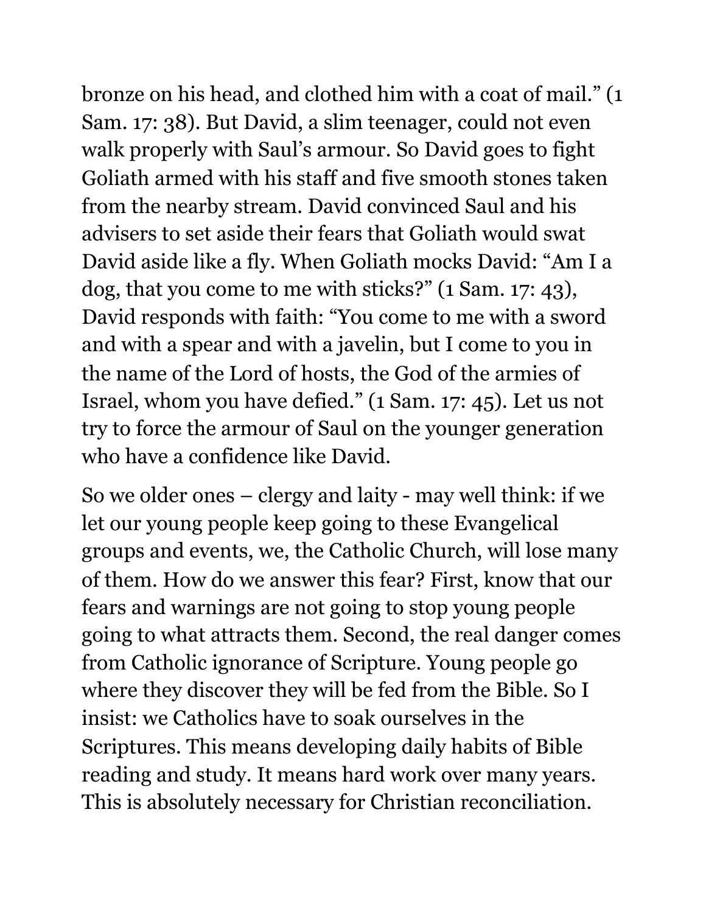bronze on his head, and clothed him with a coat of mail." (1 Sam. 17: 38). But David, a slim teenager, could not even walk properly with Saul's armour. So David goes to fight Goliath armed with his staff and five smooth stones taken from the nearby stream. David convinced Saul and his advisers to set aside their fears that Goliath would swat David aside like a fly. When Goliath mocks David: "Am I a dog, that you come to me with sticks?" (1 Sam. 17: 43), David responds with faith: "You come to me with a sword and with a spear and with a javelin, but I come to you in the name of the Lord of hosts, the God of the armies of Israel, whom you have defied." (1 Sam. 17: 45). Let us not try to force the armour of Saul on the younger generation who have a confidence like David.

So we older ones – clergy and laity - may well think: if we let our young people keep going to these Evangelical groups and events, we, the Catholic Church, will lose many of them. How do we answer this fear? First, know that our fears and warnings are not going to stop young people going to what attracts them. Second, the real danger comes from Catholic ignorance of Scripture. Young people go where they discover they will be fed from the Bible. So I insist: we Catholics have to soak ourselves in the Scriptures. This means developing daily habits of Bible reading and study. It means hard work over many years. This is absolutely necessary for Christian reconciliation.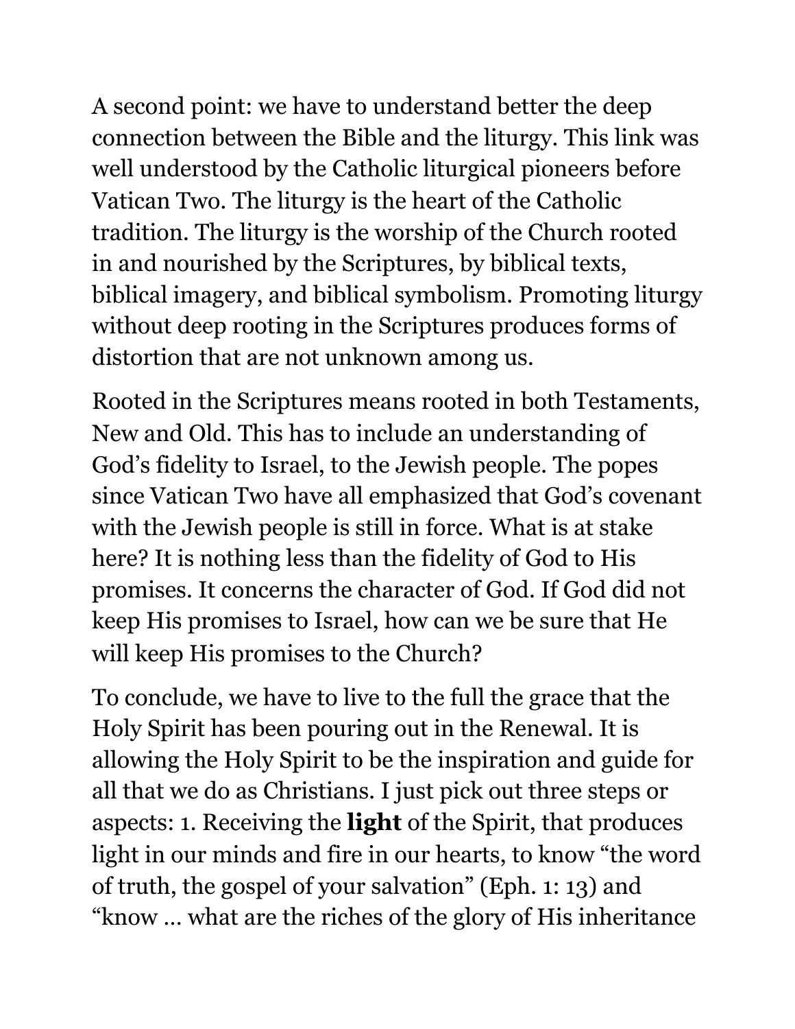A second point: we have to understand better the deep connection between the Bible and the liturgy. This link was well understood by the Catholic liturgical pioneers before Vatican Two. The liturgy is the heart of the Catholic tradition. The liturgy is the worship of the Church rooted in and nourished by the Scriptures, by biblical texts, biblical imagery, and biblical symbolism. Promoting liturgy without deep rooting in the Scriptures produces forms of distortion that are not unknown among us.

Rooted in the Scriptures means rooted in both Testaments, New and Old. This has to include an understanding of God's fidelity to Israel, to the Jewish people. The popes since Vatican Two have all emphasized that God's covenant with the Jewish people is still in force. What is at stake here? It is nothing less than the fidelity of God to His promises. It concerns the character of God. If God did not keep His promises to Israel, how can we be sure that He will keep His promises to the Church?

To conclude, we have to live to the full the grace that the Holy Spirit has been pouring out in the Renewal. It is allowing the Holy Spirit to be the inspiration and guide for all that we do as Christians. I just pick out three steps or aspects: 1. Receiving the **light** of the Spirit, that produces light in our minds and fire in our hearts, to know "the word of truth, the gospel of your salvation" (Eph. 1: 13) and "know … what are the riches of the glory of His inheritance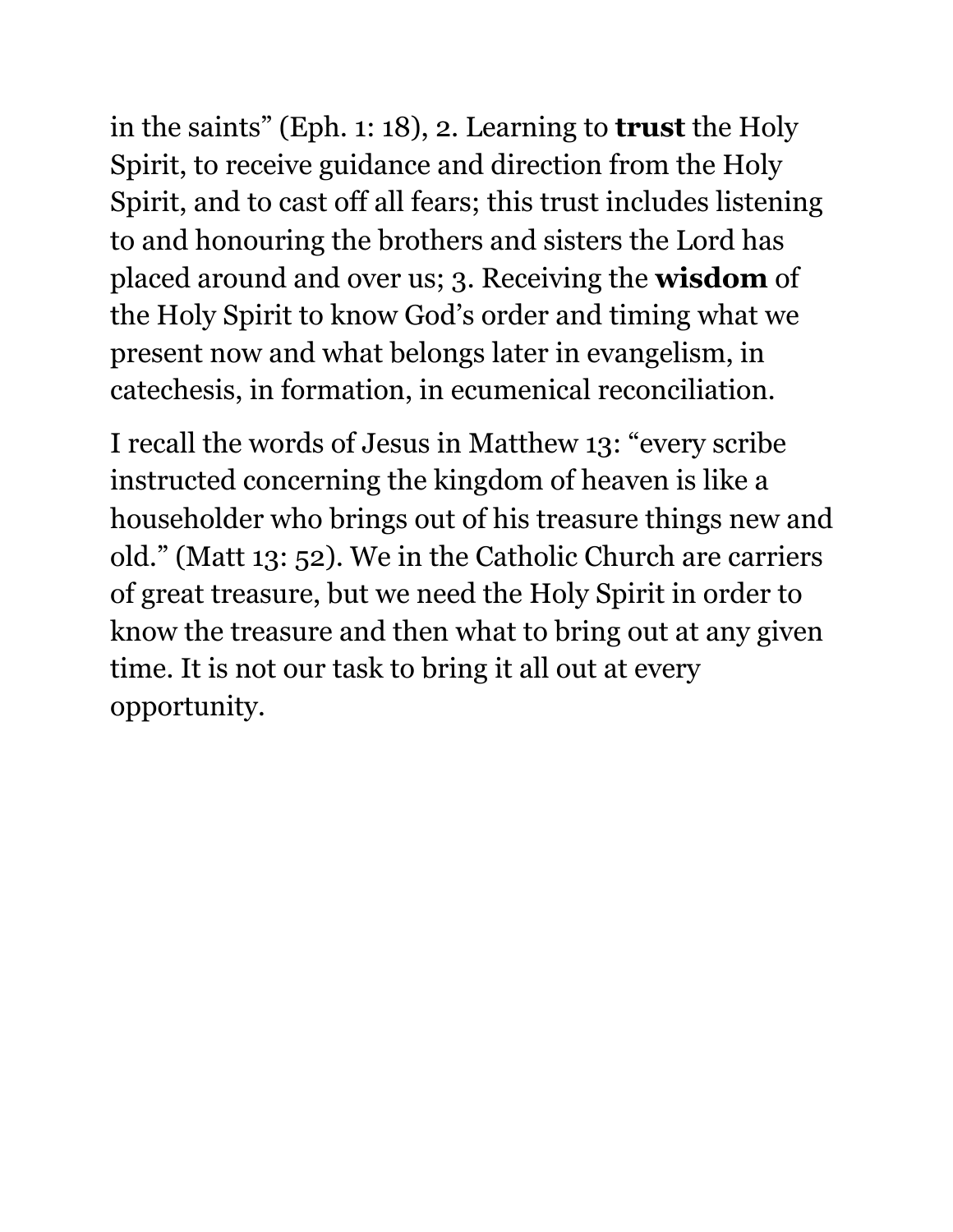in the saints" (Eph. 1: 18), 2. Learning to **trust** the Holy Spirit, to receive guidance and direction from the Holy Spirit, and to cast off all fears; this trust includes listening to and honouring the brothers and sisters the Lord has placed around and over us; 3. Receiving the **wisdom** of the Holy Spirit to know God's order and timing what we present now and what belongs later in evangelism, in catechesis, in formation, in ecumenical reconciliation.

I recall the words of Jesus in Matthew 13: "every scribe instructed concerning the kingdom of heaven is like a householder who brings out of his treasure things new and old." (Matt 13: 52). We in the Catholic Church are carriers of great treasure, but we need the Holy Spirit in order to know the treasure and then what to bring out at any given time. It is not our task to bring it all out at every opportunity.